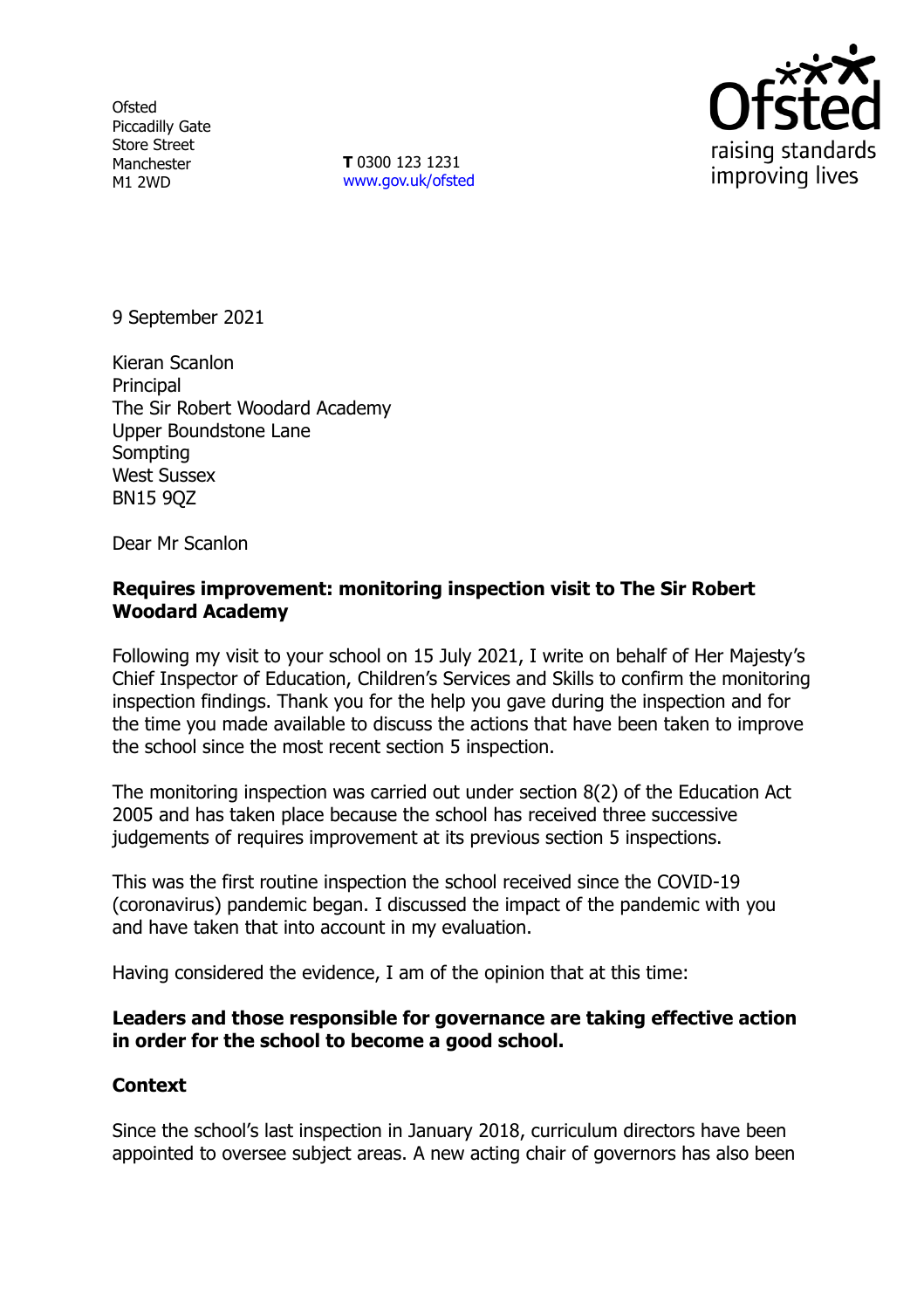Ofsted
Piccadilly Gate
Store Street
Manchester
M1 2WD

**T** 0300 123 1231
www.gov.uk/ofsted

9 September 2021

Kieran Scanlon
Principal
The Sir Robert Woodard Academy
Upper Boundstone Lane
Sompting
West Sussex
BN15 9QZ

Dear Mr Scanlon

**Requires improvement: monitoring inspection visit to The Sir Robert Woodard Academy**

Following my visit to your school on 15 July 2021, I write on behalf of Her Majesty's Chief Inspector of Education, Children's Services and Skills to confirm the monitoring inspection findings. Thank you for the help you gave during the inspection and for the time you made available to discuss the actions that have been taken to improve the school since the most recent section 5 inspection.

The monitoring inspection was carried out under section 8(2) of the Education Act 2005 and has taken place because the school has received three successive judgements of requires improvement at its previous section 5 inspections.

This was the first routine inspection the school received since the COVID-19 (coronavirus) pandemic began. I discussed the impact of the pandemic with you and have taken that into account in my evaluation.

Having considered the evidence, I am of the opinion that at this time:

**Leaders and those responsible for governance are taking effective action in order for the school to become a good school.**

**Context**

Since the school's last inspection in January 2018, curriculum directors have been appointed to oversee subject areas. A new acting chair of governors has also been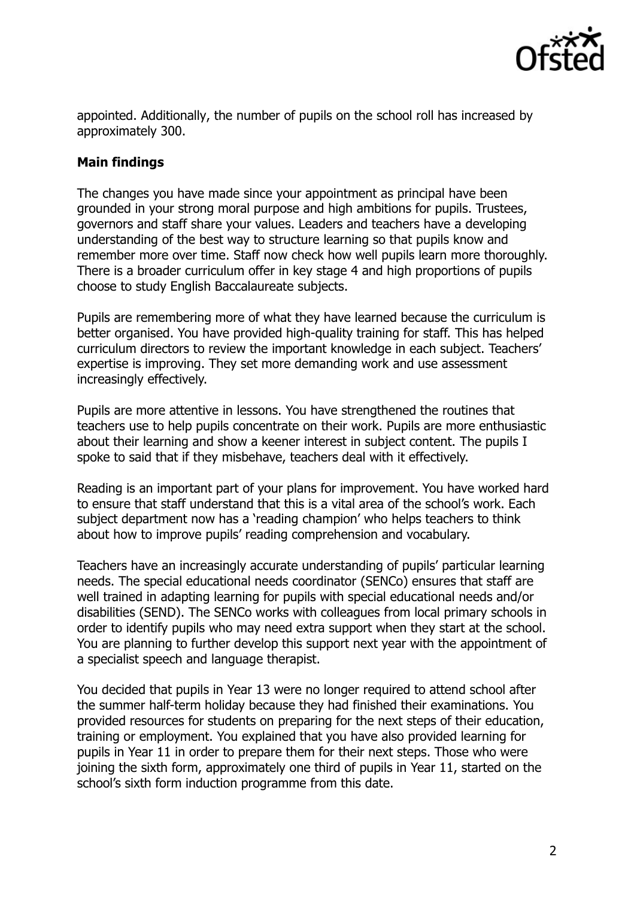appointed. Additionally, the number of pupils on the school roll has increased by approximately 300.

**Main findings**

The changes you have made since your appointment as principal have been grounded in your strong moral purpose and high ambitions for pupils. Trustees, governors and staff share your values. Leaders and teachers have a developing understanding of the best way to structure learning so that pupils know and remember more over time. Staff now check how well pupils learn more thoroughly. There is a broader curriculum offer in key stage 4 and high proportions of pupils choose to study English Baccalaureate subjects.

Pupils are remembering more of what they have learned because the curriculum is better organised. You have provided high-quality training for staff. This has helped curriculum directors to review the important knowledge in each subject. Teachers' expertise is improving. They set more demanding work and use assessment increasingly effectively.

Pupils are more attentive in lessons. You have strengthened the routines that teachers use to help pupils concentrate on their work. Pupils are more enthusiastic about their learning and show a keener interest in subject content. The pupils I spoke to said that if they misbehave, teachers deal with it effectively.

Reading is an important part of your plans for improvement. You have worked hard to ensure that staff understand that this is a vital area of the school's work. Each subject department now has a 'reading champion' who helps teachers to think about how to improve pupils' reading comprehension and vocabulary.

Teachers have an increasingly accurate understanding of pupils' particular learning needs. The special educational needs coordinator (SENCo) ensures that staff are well trained in adapting learning for pupils with special educational needs and/or disabilities (SEND). The SENCo works with colleagues from local primary schools in order to identify pupils who may need extra support when they start at the school. You are planning to further develop this support next year with the appointment of a specialist speech and language therapist.

You decided that pupils in Year 13 were no longer required to attend school after the summer half-term holiday because they had finished their examinations. You provided resources for students on preparing for the next steps of their education, training or employment. You explained that you have also provided learning for pupils in Year 11 in order to prepare them for their next steps. Those who were joining the sixth form, approximately one third of pupils in Year 11, started on the school's sixth form induction programme from this date.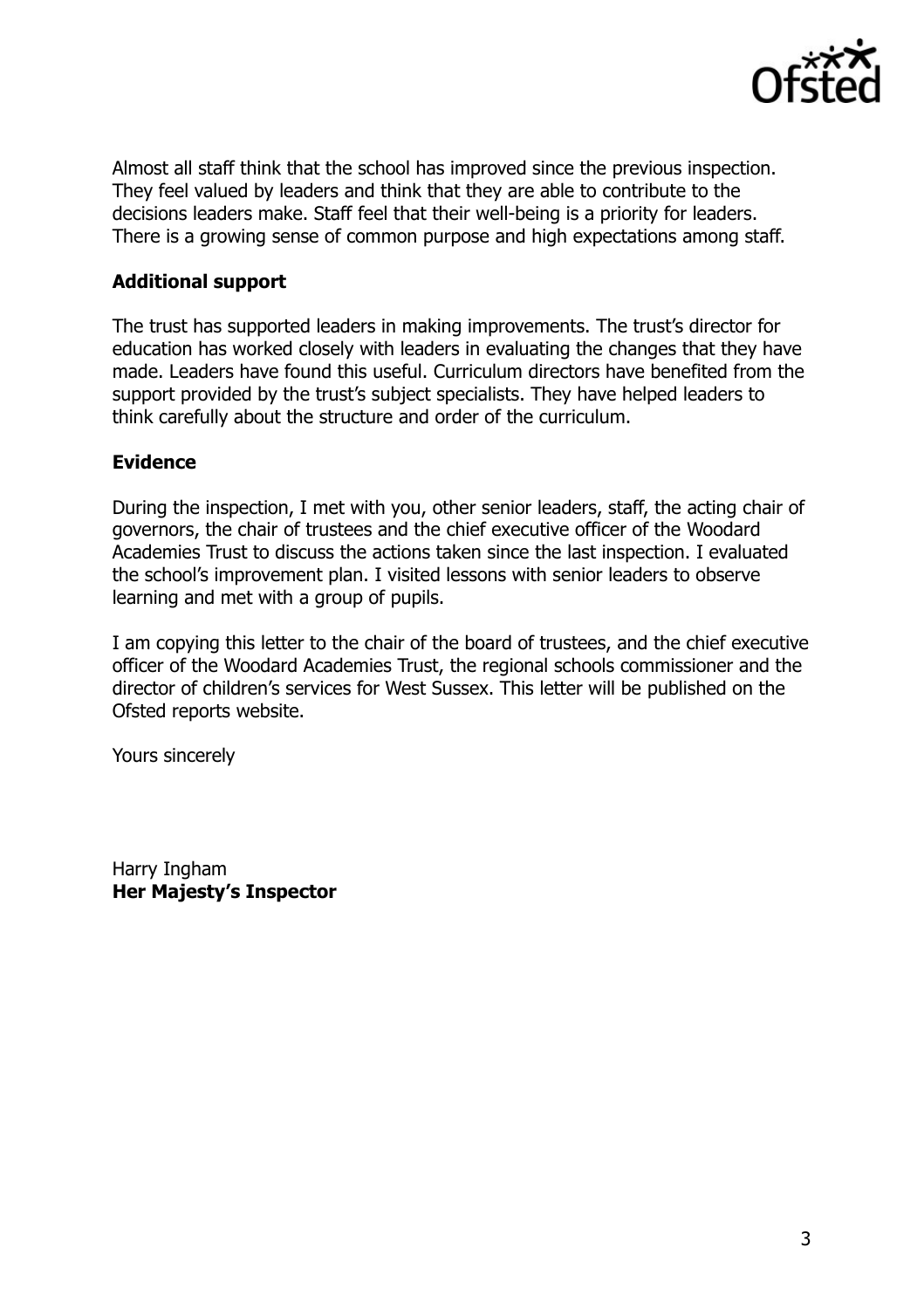Almost all staff think that the school has improved since the previous inspection. They feel valued by leaders and think that they are able to contribute to the decisions leaders make. Staff feel that their well-being is a priority for leaders. There is a growing sense of common purpose and high expectations among staff.

**Additional support**

The trust has supported leaders in making improvements. The trust's director for education has worked closely with leaders in evaluating the changes that they have made. Leaders have found this useful. Curriculum directors have benefited from the support provided by the trust's subject specialists. They have helped leaders to think carefully about the structure and order of the curriculum.

**Evidence**

During the inspection, I met with you, other senior leaders, staff, the acting chair of governors, the chair of trustees and the chief executive officer of the Woodard Academies Trust to discuss the actions taken since the last inspection. I evaluated the school's improvement plan. I visited lessons with senior leaders to observe learning and met with a group of pupils.

I am copying this letter to the chair of the board of trustees, and the chief executive officer of the Woodard Academies Trust, the regional schools commissioner and the director of children's services for West Sussex. This letter will be published on the Ofsted reports website.

Yours sincerely

Harry Ingham
**Her Majesty's Inspector**